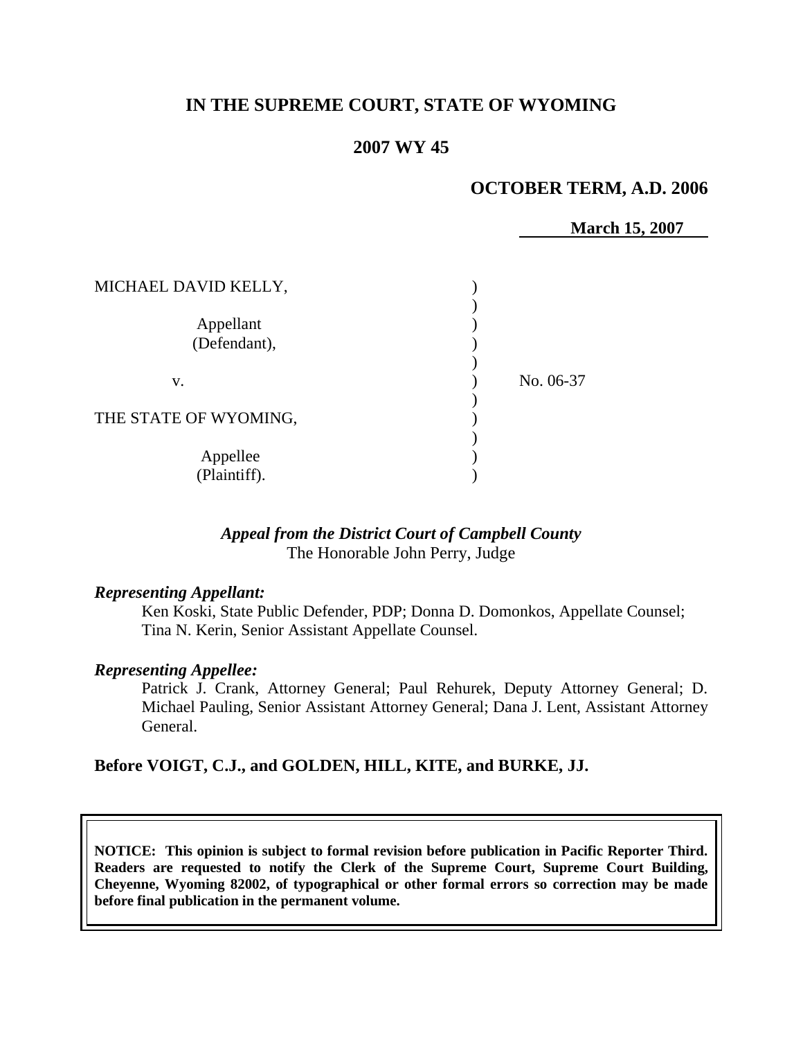# IN THE SUPREME COURT, STATE OF WYOMING

## 2007 WY 45

**OCTOBER TERM, A.D. 2006**

**March 15, 2007**

| | | |
|---|---|---|
| MICHAEL DAVID KELLY, | ) | |
| | ) | |
| Appellant | ) | |
| (Defendant), | ) | |
| | ) | |
| v. | ) | No. 06-37 |
| | ) | |
| THE STATE OF WYOMING, | ) | |
| | ) | |
| Appellee | ) | |
| (Plaintiff). | ) | |

***Appeal from the District Court of Campbell County***
The Honorable John Perry, Judge

***Representing Appellant:***

Ken Koski, State Public Defender, PDP; Donna D. Domonkos, Appellate Counsel; Tina N. Kerin, Senior Assistant Appellate Counsel.

***Representing Appellee:***

Patrick J. Crank, Attorney General; Paul Rehurek, Deputy Attorney General; D. Michael Pauling, Senior Assistant Attorney General; Dana J. Lent, Assistant Attorney General.

**Before VOIGT, C.J., and GOLDEN, HILL, KITE, and BURKE, JJ.**

**NOTICE: This opinion is subject to formal revision before publication in Pacific Reporter Third. Readers are requested to notify the Clerk of the Supreme Court, Supreme Court Building, Cheyenne, Wyoming 82002, of typographical or other formal errors so correction may be made before final publication in the permanent volume.**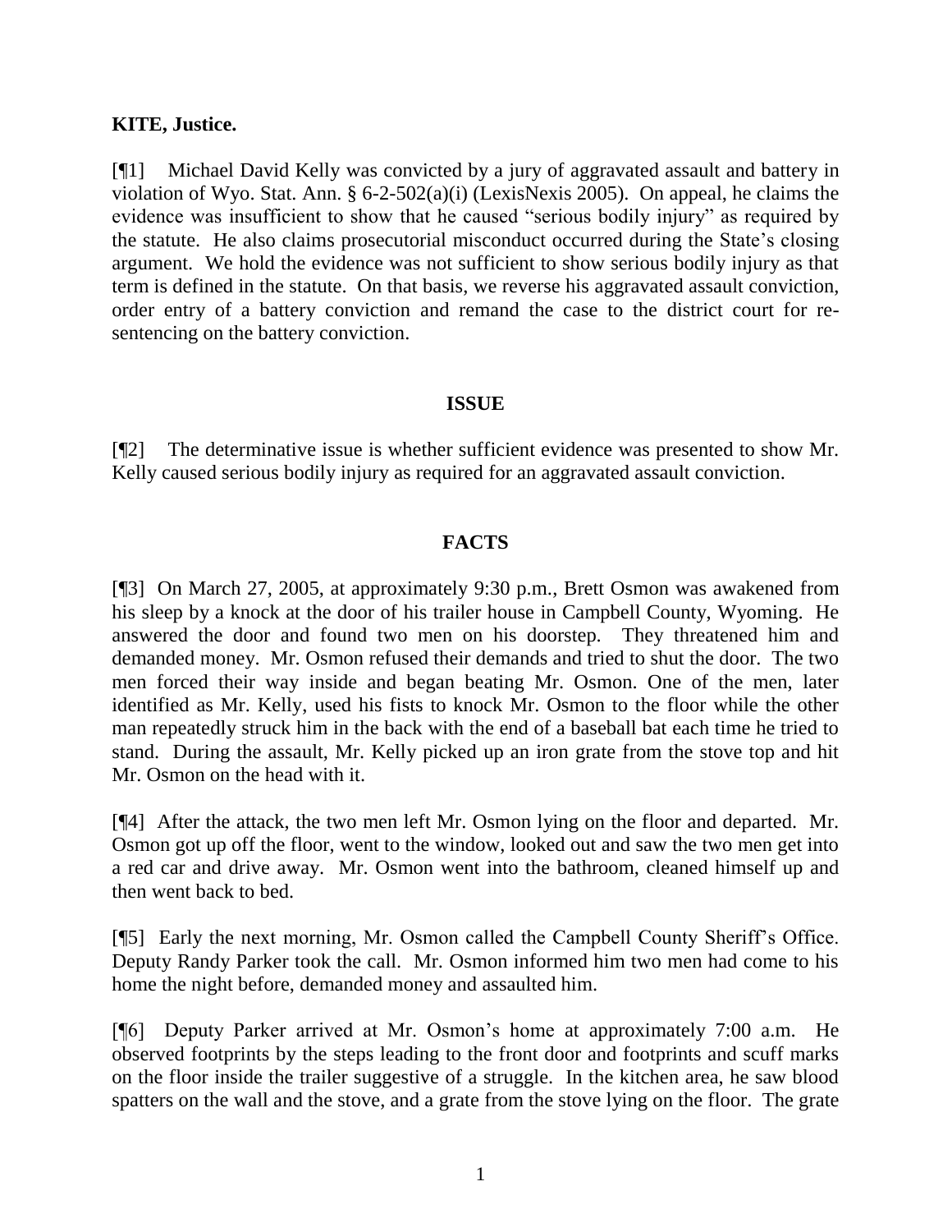**KITE, Justice.**

[¶1] Michael David Kelly was convicted by a jury of aggravated assault and battery in violation of Wyo. Stat. Ann. § 6-2-502(a)(i) (LexisNexis 2005). On appeal, he claims the evidence was insufficient to show that he caused "serious bodily injury" as required by the statute. He also claims prosecutorial misconduct occurred during the State's closing argument. We hold the evidence was not sufficient to show serious bodily injury as that term is defined in the statute. On that basis, we reverse his aggravated assault conviction, order entry of a battery conviction and remand the case to the district court for re-sentencing on the battery conviction.

## ISSUE

[¶2] The determinative issue is whether sufficient evidence was presented to show Mr. Kelly caused serious bodily injury as required for an aggravated assault conviction.

## FACTS

[¶3] On March 27, 2005, at approximately 9:30 p.m., Brett Osmon was awakened from his sleep by a knock at the door of his trailer house in Campbell County, Wyoming. He answered the door and found two men on his doorstep. They threatened him and demanded money. Mr. Osmon refused their demands and tried to shut the door. The two men forced their way inside and began beating Mr. Osmon. One of the men, later identified as Mr. Kelly, used his fists to knock Mr. Osmon to the floor while the other man repeatedly struck him in the back with the end of a baseball bat each time he tried to stand. During the assault, Mr. Kelly picked up an iron grate from the stove top and hit Mr. Osmon on the head with it.

[¶4] After the attack, the two men left Mr. Osmon lying on the floor and departed. Mr. Osmon got up off the floor, went to the window, looked out and saw the two men get into a red car and drive away. Mr. Osmon went into the bathroom, cleaned himself up and then went back to bed.

[¶5] Early the next morning, Mr. Osmon called the Campbell County Sheriff's Office. Deputy Randy Parker took the call. Mr. Osmon informed him two men had come to his home the night before, demanded money and assaulted him.

[¶6] Deputy Parker arrived at Mr. Osmon's home at approximately 7:00 a.m. He observed footprints by the steps leading to the front door and footprints and scuff marks on the floor inside the trailer suggestive of a struggle. In the kitchen area, he saw blood spatters on the wall and the stove, and a grate from the stove lying on the floor. The grate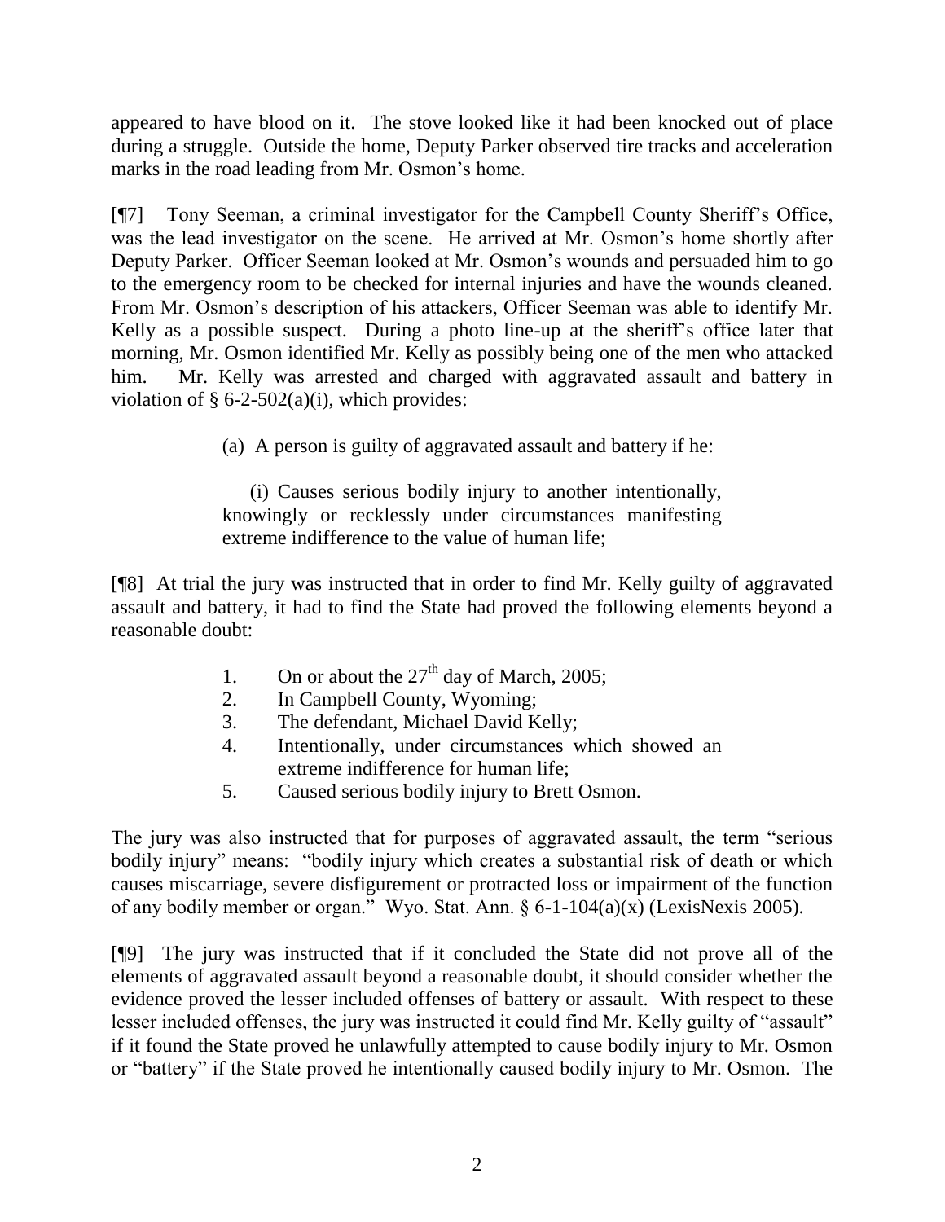appeared to have blood on it. The stove looked like it had been knocked out of place during a struggle. Outside the home, Deputy Parker observed tire tracks and acceleration marks in the road leading from Mr. Osmon's home.

[¶7] Tony Seeman, a criminal investigator for the Campbell County Sheriff's Office, was the lead investigator on the scene. He arrived at Mr. Osmon's home shortly after Deputy Parker. Officer Seeman looked at Mr. Osmon's wounds and persuaded him to go to the emergency room to be checked for internal injuries and have the wounds cleaned. From Mr. Osmon's description of his attackers, Officer Seeman was able to identify Mr. Kelly as a possible suspect. During a photo line-up at the sheriff's office later that morning, Mr. Osmon identified Mr. Kelly as possibly being one of the men who attacked him. Mr. Kelly was arrested and charged with aggravated assault and battery in violation of § 6-2-502(a)(i), which provides:

> (a) A person is guilty of aggravated assault and battery if he:
>
> (i) Causes serious bodily injury to another intentionally, knowingly or recklessly under circumstances manifesting extreme indifference to the value of human life;

[¶8] At trial the jury was instructed that in order to find Mr. Kelly guilty of aggravated assault and battery, it had to find the State had proved the following elements beyond a reasonable doubt:

1. On or about the 27th day of March, 2005;
2. In Campbell County, Wyoming;
3. The defendant, Michael David Kelly;
4. Intentionally, under circumstances which showed an extreme indifference for human life;
5. Caused serious bodily injury to Brett Osmon.

The jury was also instructed that for purposes of aggravated assault, the term "serious bodily injury" means: "bodily injury which creates a substantial risk of death or which causes miscarriage, severe disfigurement or protracted loss or impairment of the function of any bodily member or organ." Wyo. Stat. Ann. § 6-1-104(a)(x) (LexisNexis 2005).

[¶9] The jury was instructed that if it concluded the State did not prove all of the elements of aggravated assault beyond a reasonable doubt, it should consider whether the evidence proved the lesser included offenses of battery or assault. With respect to these lesser included offenses, the jury was instructed it could find Mr. Kelly guilty of "assault" if it found the State proved he unlawfully attempted to cause bodily injury to Mr. Osmon or "battery" if the State proved he intentionally caused bodily injury to Mr. Osmon. The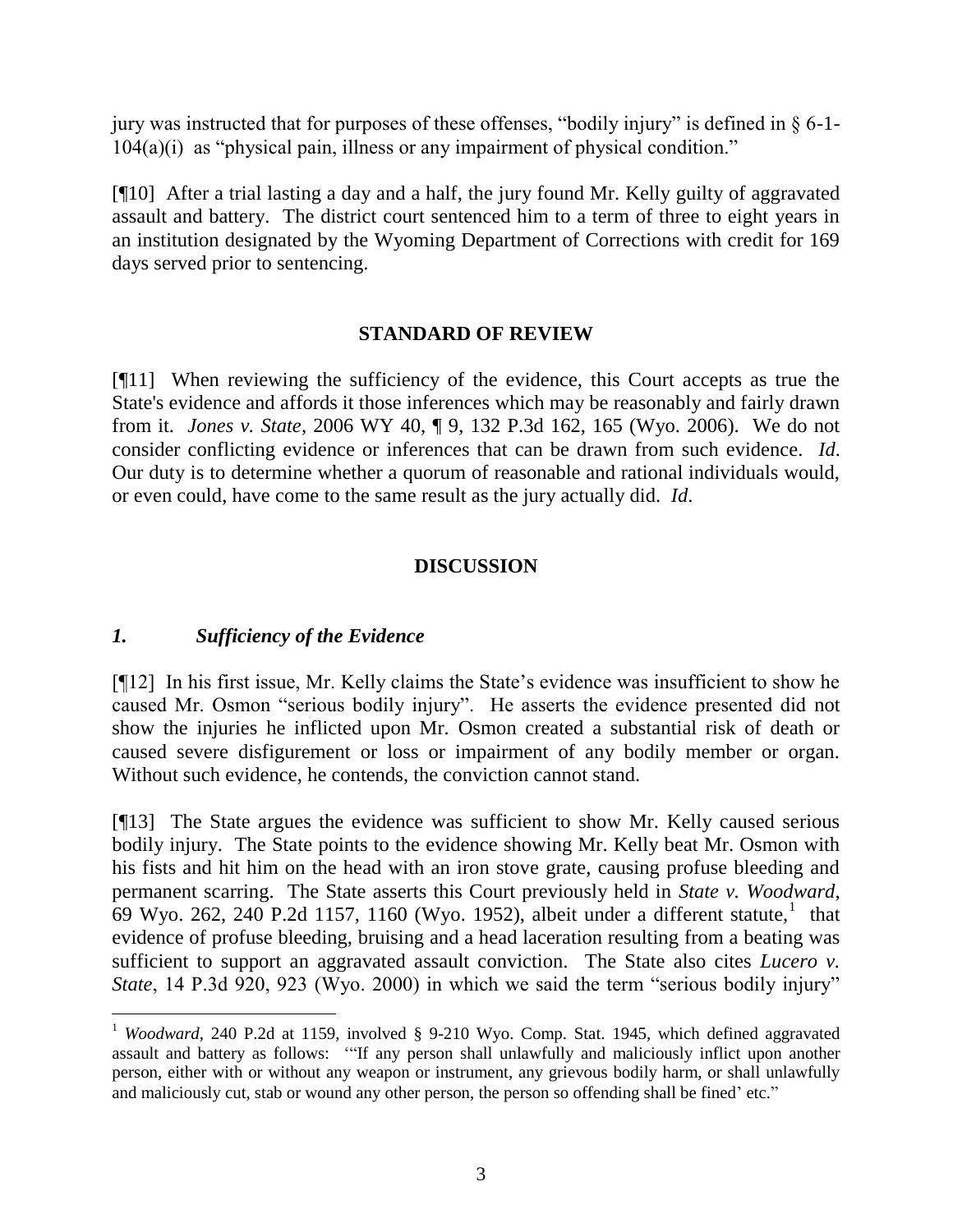jury was instructed that for purposes of these offenses, "bodily injury" is defined in § 6-1-104(a)(i) as "physical pain, illness or any impairment of physical condition."

[¶10] After a trial lasting a day and a half, the jury found Mr. Kelly guilty of aggravated assault and battery. The district court sentenced him to a term of three to eight years in an institution designated by the Wyoming Department of Corrections with credit for 169 days served prior to sentencing.

## STANDARD OF REVIEW

[¶11] When reviewing the sufficiency of the evidence, this Court accepts as true the State's evidence and affords it those inferences which may be reasonably and fairly drawn from it. *Jones v. State*, 2006 WY 40, ¶ 9, 132 P.3d 162, 165 (Wyo. 2006). We do not consider conflicting evidence or inferences that can be drawn from such evidence. *Id*. Our duty is to determine whether a quorum of reasonable and rational individuals would, or even could, have come to the same result as the jury actually did. *Id*.

## DISCUSSION

### *1. Sufficiency of the Evidence*

[¶12] In his first issue, Mr. Kelly claims the State's evidence was insufficient to show he caused Mr. Osmon "serious bodily injury". He asserts the evidence presented did not show the injuries he inflicted upon Mr. Osmon created a substantial risk of death or caused severe disfigurement or loss or impairment of any bodily member or organ. Without such evidence, he contends, the conviction cannot stand.

[¶13] The State argues the evidence was sufficient to show Mr. Kelly caused serious bodily injury. The State points to the evidence showing Mr. Kelly beat Mr. Osmon with his fists and hit him on the head with an iron stove grate, causing profuse bleeding and permanent scarring. The State asserts this Court previously held in *State v. Woodward*, 69 Wyo. 262, 240 P.2d 1157, 1160 (Wyo. 1952), albeit under a different statute,[1] that evidence of profuse bleeding, bruising and a head laceration resulting from a beating was sufficient to support an aggravated assault conviction. The State also cites *Lucero v. State*, 14 P.3d 920, 923 (Wyo. 2000) in which we said the term "serious bodily injury"

[1] *Woodward*, 240 P.2d at 1159, involved § 9-210 Wyo. Comp. Stat. 1945, which defined aggravated assault and battery as follows: '"If any person shall unlawfully and maliciously inflict upon another person, either with or without any weapon or instrument, any grievous bodily harm, or shall unlawfully and maliciously cut, stab or wound any other person, the person so offending shall be fined' etc."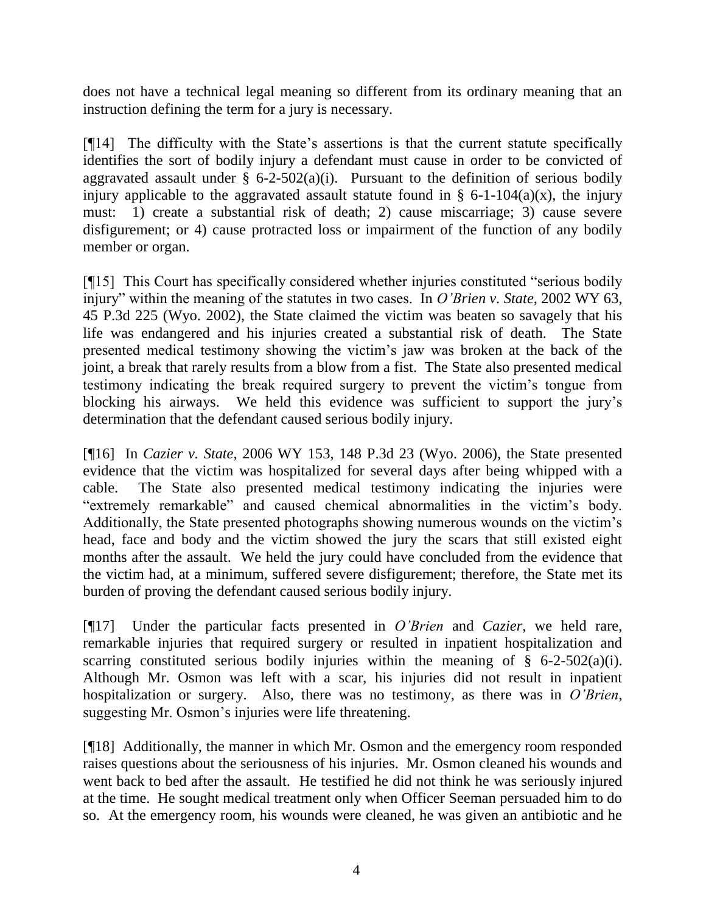does not have a technical legal meaning so different from its ordinary meaning that an instruction defining the term for a jury is necessary.

[¶14] The difficulty with the State's assertions is that the current statute specifically identifies the sort of bodily injury a defendant must cause in order to be convicted of aggravated assault under § 6-2-502(a)(i). Pursuant to the definition of serious bodily injury applicable to the aggravated assault statute found in § 6-1-104(a)(x), the injury must: 1) create a substantial risk of death; 2) cause miscarriage; 3) cause severe disfigurement; or 4) cause protracted loss or impairment of the function of any bodily member or organ.

[¶15] This Court has specifically considered whether injuries constituted "serious bodily injury" within the meaning of the statutes in two cases. In *O'Brien v. State*, 2002 WY 63, 45 P.3d 225 (Wyo. 2002), the State claimed the victim was beaten so savagely that his life was endangered and his injuries created a substantial risk of death. The State presented medical testimony showing the victim's jaw was broken at the back of the joint, a break that rarely results from a blow from a fist. The State also presented medical testimony indicating the break required surgery to prevent the victim's tongue from blocking his airways. We held this evidence was sufficient to support the jury's determination that the defendant caused serious bodily injury.

[¶16] In *Cazier v. State*, 2006 WY 153, 148 P.3d 23 (Wyo. 2006), the State presented evidence that the victim was hospitalized for several days after being whipped with a cable. The State also presented medical testimony indicating the injuries were "extremely remarkable" and caused chemical abnormalities in the victim's body. Additionally, the State presented photographs showing numerous wounds on the victim's head, face and body and the victim showed the jury the scars that still existed eight months after the assault. We held the jury could have concluded from the evidence that the victim had, at a minimum, suffered severe disfigurement; therefore, the State met its burden of proving the defendant caused serious bodily injury.

[¶17] Under the particular facts presented in *O'Brien* and *Cazier*, we held rare, remarkable injuries that required surgery or resulted in inpatient hospitalization and scarring constituted serious bodily injuries within the meaning of § 6-2-502(a)(i). Although Mr. Osmon was left with a scar, his injuries did not result in inpatient hospitalization or surgery. Also, there was no testimony, as there was in *O'Brien*, suggesting Mr. Osmon's injuries were life threatening.

[¶18] Additionally, the manner in which Mr. Osmon and the emergency room responded raises questions about the seriousness of his injuries. Mr. Osmon cleaned his wounds and went back to bed after the assault. He testified he did not think he was seriously injured at the time. He sought medical treatment only when Officer Seeman persuaded him to do so. At the emergency room, his wounds were cleaned, he was given an antibiotic and he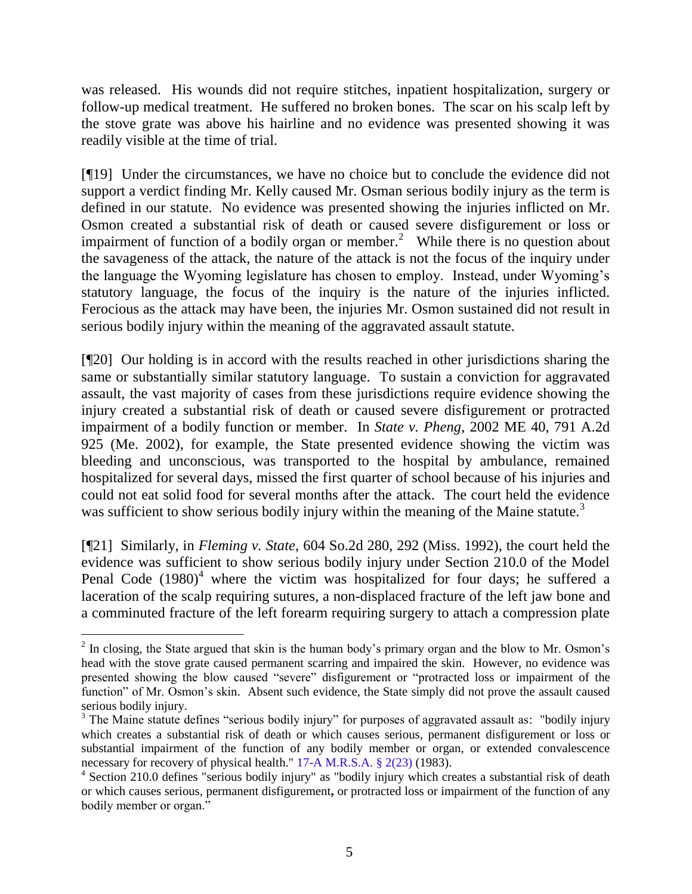was released. His wounds did not require stitches, inpatient hospitalization, surgery or follow-up medical treatment. He suffered no broken bones. The scar on his scalp left by the stove grate was above his hairline and no evidence was presented showing it was readily visible at the time of trial.

[¶19] Under the circumstances, we have no choice but to conclude the evidence did not support a verdict finding Mr. Kelly caused Mr. Osman serious bodily injury as the term is defined in our statute. No evidence was presented showing the injuries inflicted on Mr. Osmon created a substantial risk of death or caused severe disfigurement or loss or impairment of function of a bodily organ or member.[2] While there is no question about the savageness of the attack, the nature of the attack is not the focus of the inquiry under the language the Wyoming legislature has chosen to employ. Instead, under Wyoming's statutory language, the focus of the inquiry is the nature of the injuries inflicted. Ferocious as the attack may have been, the injuries Mr. Osmon sustained did not result in serious bodily injury within the meaning of the aggravated assault statute.

[¶20] Our holding is in accord with the results reached in other jurisdictions sharing the same or substantially similar statutory language. To sustain a conviction for aggravated assault, the vast majority of cases from these jurisdictions require evidence showing the injury created a substantial risk of death or caused severe disfigurement or protracted impairment of a bodily function or member. In *State v. Pheng*, 2002 ME 40, 791 A.2d 925 (Me. 2002), for example, the State presented evidence showing the victim was bleeding and unconscious, was transported to the hospital by ambulance, remained hospitalized for several days, missed the first quarter of school because of his injuries and could not eat solid food for several months after the attack. The court held the evidence was sufficient to show serious bodily injury within the meaning of the Maine statute.[3]

[¶21] Similarly, in *Fleming v. State*, 604 So.2d 280, 292 (Miss. 1992), the court held the evidence was sufficient to show serious bodily injury under Section 210.0 of the Model Penal Code (1980)[4] where the victim was hospitalized for four days; he suffered a laceration of the scalp requiring sutures, a non-displaced fracture of the left jaw bone and a comminuted fracture of the left forearm requiring surgery to attach a compression plate

---

[2] In closing, the State argued that skin is the human body's primary organ and the blow to Mr. Osmon's head with the stove grate caused permanent scarring and impaired the skin. However, no evidence was presented showing the blow caused "severe" disfigurement or "protracted loss or impairment of the function" of Mr. Osmon's skin. Absent such evidence, the State simply did not prove the assault caused serious bodily injury.

[3] The Maine statute defines "serious bodily injury" for purposes of aggravated assault as: "bodily injury which creates a substantial risk of death or which causes serious, permanent disfigurement or loss or substantial impairment of the function of any bodily member or organ, or extended convalescence necessary for recovery of physical health." 17-A M.R.S.A. § 2(23) (1983).

[4] Section 210.0 defines "serious bodily injury" as "bodily injury which creates a substantial risk of death or which causes serious, permanent disfigurement**,** or protracted loss or impairment of the function of any bodily member or organ."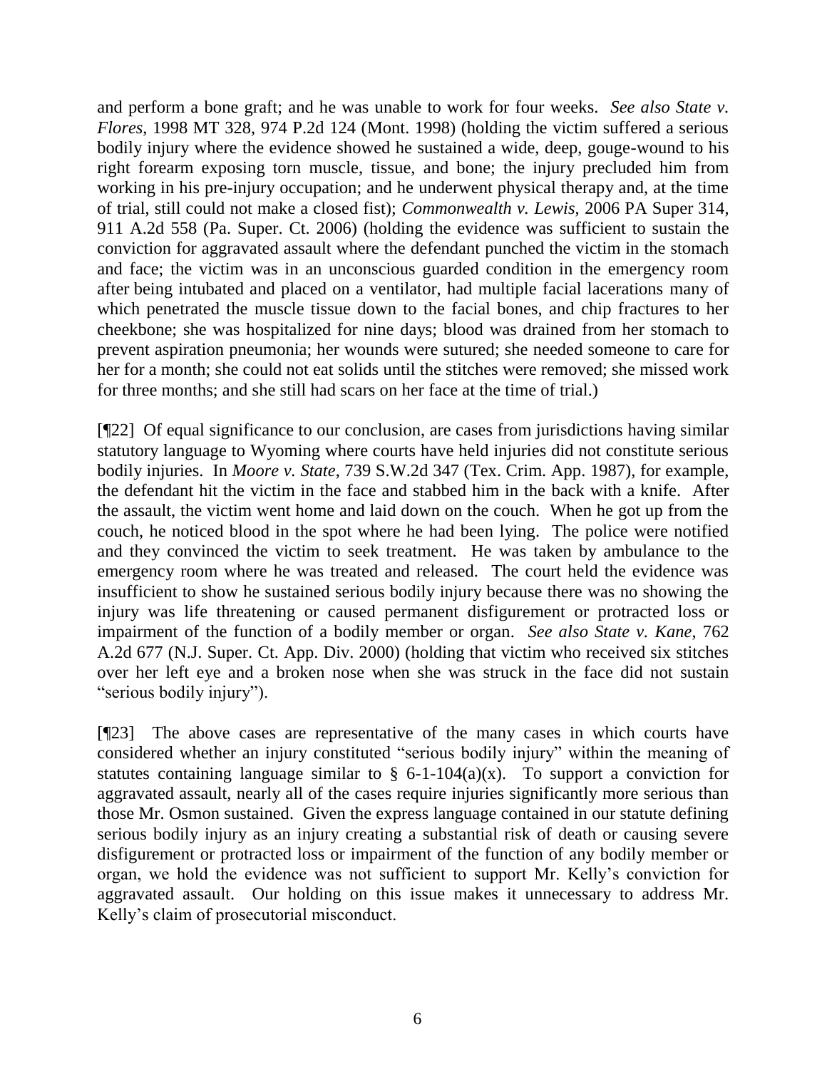and perform a bone graft; and he was unable to work for four weeks. *See also State v. Flores*, 1998 MT 328, 974 P.2d 124 (Mont. 1998) (holding the victim suffered a serious bodily injury where the evidence showed he sustained a wide, deep, gouge-wound to his right forearm exposing torn muscle, tissue, and bone; the injury precluded him from working in his pre-injury occupation; and he underwent physical therapy and, at the time of trial, still could not make a closed fist); *Commonwealth v. Lewis*, 2006 PA Super 314, 911 A.2d 558 (Pa. Super. Ct. 2006) (holding the evidence was sufficient to sustain the conviction for aggravated assault where the defendant punched the victim in the stomach and face; the victim was in an unconscious guarded condition in the emergency room after being intubated and placed on a ventilator, had multiple facial lacerations many of which penetrated the muscle tissue down to the facial bones, and chip fractures to her cheekbone; she was hospitalized for nine days; blood was drained from her stomach to prevent aspiration pneumonia; her wounds were sutured; she needed someone to care for her for a month; she could not eat solids until the stitches were removed; she missed work for three months; and she still had scars on her face at the time of trial.)

[¶22] Of equal significance to our conclusion, are cases from jurisdictions having similar statutory language to Wyoming where courts have held injuries did not constitute serious bodily injuries. In *Moore v. State*, 739 S.W.2d 347 (Tex. Crim. App. 1987), for example, the defendant hit the victim in the face and stabbed him in the back with a knife. After the assault, the victim went home and laid down on the couch. When he got up from the couch, he noticed blood in the spot where he had been lying. The police were notified and they convinced the victim to seek treatment. He was taken by ambulance to the emergency room where he was treated and released. The court held the evidence was insufficient to show he sustained serious bodily injury because there was no showing the injury was life threatening or caused permanent disfigurement or protracted loss or impairment of the function of a bodily member or organ. *See also State v. Kane*, 762 A.2d 677 (N.J. Super. Ct. App. Div. 2000) (holding that victim who received six stitches over her left eye and a broken nose when she was struck in the face did not sustain "serious bodily injury").

[¶23] The above cases are representative of the many cases in which courts have considered whether an injury constituted "serious bodily injury" within the meaning of statutes containing language similar to § 6-1-104(a)(x). To support a conviction for aggravated assault, nearly all of the cases require injuries significantly more serious than those Mr. Osmon sustained. Given the express language contained in our statute defining serious bodily injury as an injury creating a substantial risk of death or causing severe disfigurement or protracted loss or impairment of the function of any bodily member or organ, we hold the evidence was not sufficient to support Mr. Kelly's conviction for aggravated assault. Our holding on this issue makes it unnecessary to address Mr. Kelly's claim of prosecutorial misconduct.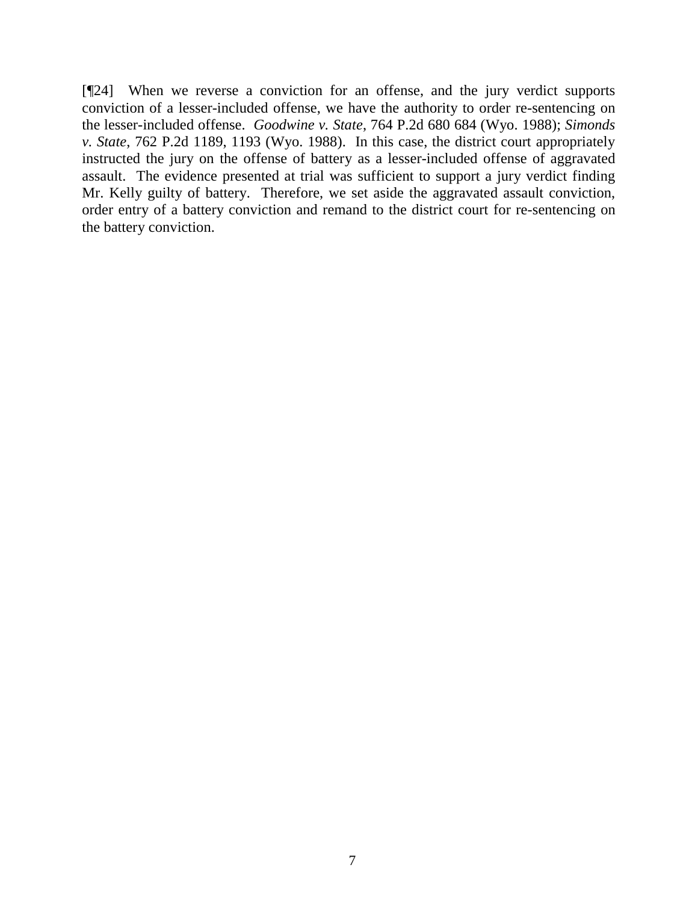[¶24] When we reverse a conviction for an offense, and the jury verdict supports conviction of a lesser-included offense, we have the authority to order re-sentencing on the lesser-included offense. *Goodwine v. State*, 764 P.2d 680 684 (Wyo. 1988); *Simonds v. State*, 762 P.2d 1189, 1193 (Wyo. 1988). In this case, the district court appropriately instructed the jury on the offense of battery as a lesser-included offense of aggravated assault. The evidence presented at trial was sufficient to support a jury verdict finding Mr. Kelly guilty of battery. Therefore, we set aside the aggravated assault conviction, order entry of a battery conviction and remand to the district court for re-sentencing on the battery conviction.